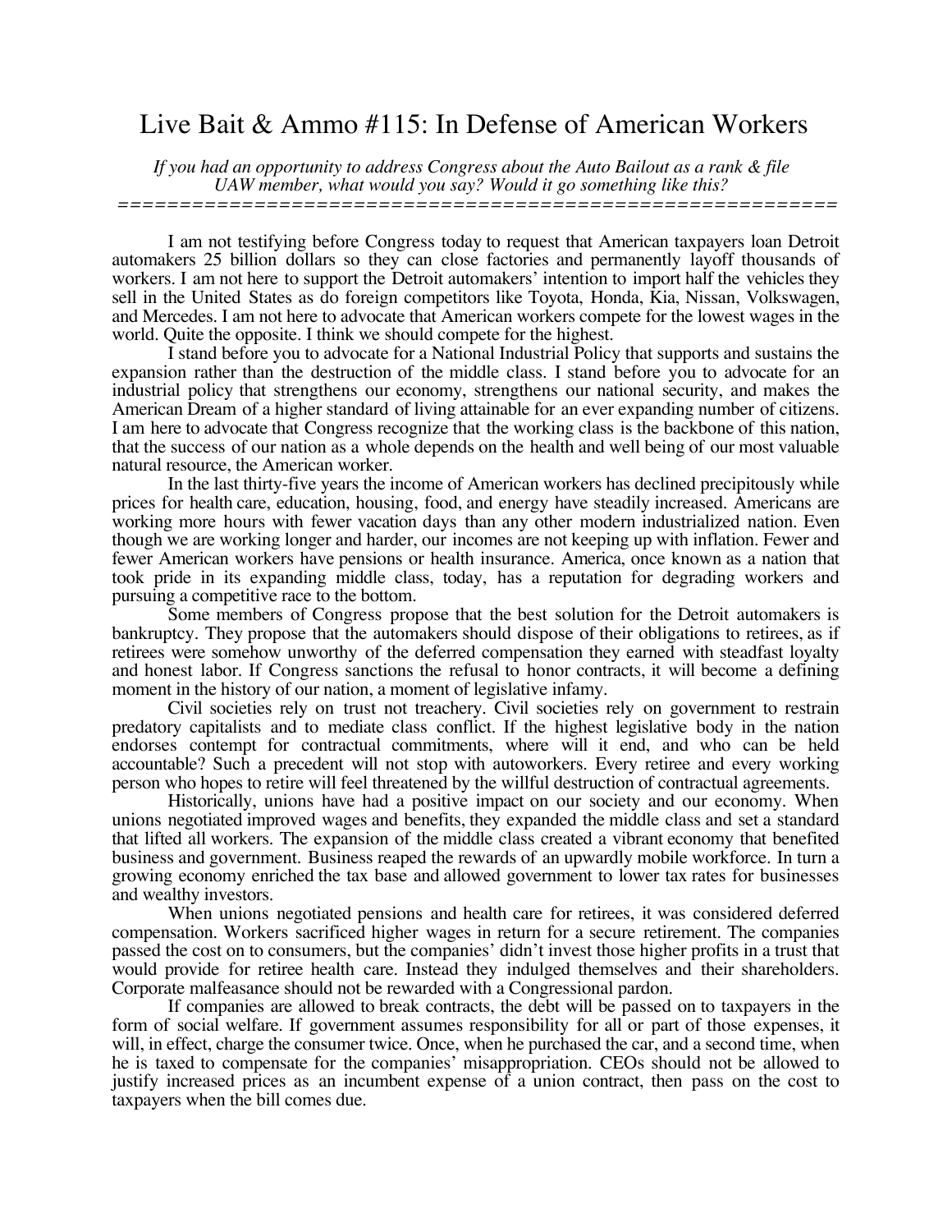# Live Bait & Ammo #115: In Defense of American Workers

*If you had an opportunity to address Congress about the Auto Bailout as a rank & file UAW member, what would you say? Would it go something like this?*

---

I am not testifying before Congress today to request that American taxpayers loan Detroit automakers 25 billion dollars so they can close factories and permanently layoff thousands of workers. I am not here to support the Detroit automakers' intention to import half the vehicles they sell in the United States as do foreign competitors like Toyota, Honda, Kia, Nissan, Volkswagen, and Mercedes. I am not here to advocate that American workers compete for the lowest wages in the world. Quite the opposite. I think we should compete for the highest.

I stand before you to advocate for a National Industrial Policy that supports and sustains the expansion rather than the destruction of the middle class. I stand before you to advocate for an industrial policy that strengthens our economy, strengthens our national security, and makes the American Dream of a higher standard of living attainable for an ever expanding number of citizens. I am here to advocate that Congress recognize that the working class is the backbone of this nation, that the success of our nation as a whole depends on the health and well being of our most valuable natural resource, the American worker.

In the last thirty-five years the income of American workers has declined precipitously while prices for health care, education, housing, food, and energy have steadily increased. Americans are working more hours with fewer vacation days than any other modern industrialized nation. Even though we are working longer and harder, our incomes are not keeping up with inflation. Fewer and fewer American workers have pensions or health insurance. America, once known as a nation that took pride in its expanding middle class, today, has a reputation for degrading workers and pursuing a competitive race to the bottom.

Some members of Congress propose that the best solution for the Detroit automakers is bankruptcy. They propose that the automakers should dispose of their obligations to retirees, as if retirees were somehow unworthy of the deferred compensation they earned with steadfast loyalty and honest labor. If Congress sanctions the refusal to honor contracts, it will become a defining moment in the history of our nation, a moment of legislative infamy.

Civil societies rely on trust not treachery. Civil societies rely on government to restrain predatory capitalists and to mediate class conflict. If the highest legislative body in the nation endorses contempt for contractual commitments, where will it end, and who can be held accountable? Such a precedent will not stop with autoworkers. Every retiree and every working person who hopes to retire will feel threatened by the willful destruction of contractual agreements.

Historically, unions have had a positive impact on our society and our economy. When unions negotiated improved wages and benefits, they expanded the middle class and set a standard that lifted all workers. The expansion of the middle class created a vibrant economy that benefited business and government. Business reaped the rewards of an upwardly mobile workforce. In turn a growing economy enriched the tax base and allowed government to lower tax rates for businesses and wealthy investors.

When unions negotiated pensions and health care for retirees, it was considered deferred compensation. Workers sacrificed higher wages in return for a secure retirement. The companies passed the cost on to consumers, but the companies' didn't invest those higher profits in a trust that would provide for retiree health care. Instead they indulged themselves and their shareholders. Corporate malfeasance should not be rewarded with a Congressional pardon.

If companies are allowed to break contracts, the debt will be passed on to taxpayers in the form of social welfare. If government assumes responsibility for all or part of those expenses, it will, in effect, charge the consumer twice. Once, when he purchased the car, and a second time, when he is taxed to compensate for the companies' misappropriation. CEOs should not be allowed to justify increased prices as an incumbent expense of a union contract, then pass on the cost to taxpayers when the bill comes due.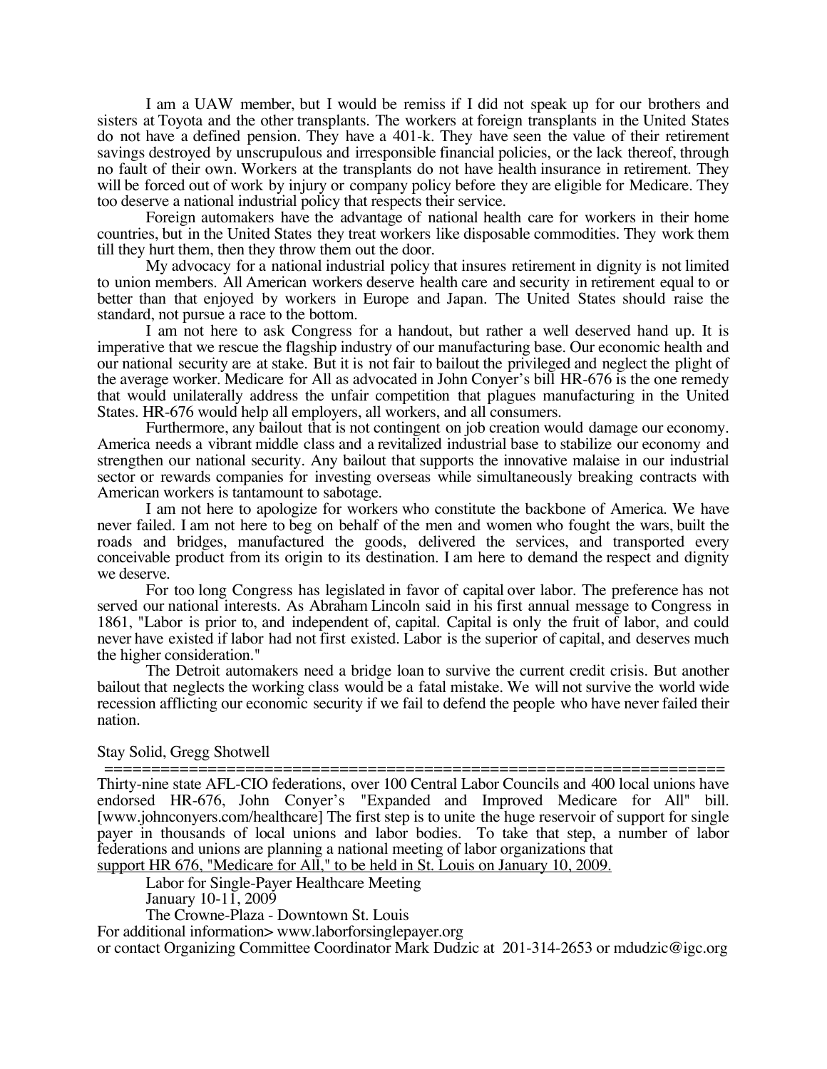I am a UAW member, but I would be remiss if I did not speak up for our brothers and sisters at Toyota and the other transplants. The workers at foreign transplants in the United States do not have a defined pension. They have a 401-k. They have seen the value of their retirement savings destroyed by unscrupulous and irresponsible financial policies, or the lack thereof, through no fault of their own. Workers at the transplants do not have health insurance in retirement. They will be forced out of work by injury or company policy before they are eligible for Medicare. They too deserve a national industrial policy that respects their service.

Foreign automakers have the advantage of national health care for workers in their home countries, but in the United States they treat workers like disposable commodities. They work them till they hurt them, then they throw them out the door.

My advocacy for a national industrial policy that insures retirement in dignity is not limited to union members. All American workers deserve health care and security in retirement equal to or better than that enjoyed by workers in Europe and Japan. The United States should raise the standard, not pursue a race to the bottom.

I am not here to ask Congress for a handout, but rather a well deserved hand up. It is imperative that we rescue the flagship industry of our manufacturing base. Our economic health and our national security are at stake. But it is not fair to bailout the privileged and neglect the plight of the average worker. Medicare for All as advocated in John Conyer's bill HR-676 is the one remedy that would unilaterally address the unfair competition that plagues manufacturing in the United States. HR-676 would help all employers, all workers, and all consumers.

Furthermore, any bailout that is not contingent on job creation would damage our economy. America needs a vibrant middle class and a revitalized industrial base to stabilize our economy and strengthen our national security. Any bailout that supports the innovative malaise in our industrial sector or rewards companies for investing overseas while simultaneously breaking contracts with American workers is tantamount to sabotage.

I am not here to apologize for workers who constitute the backbone of America. We have never failed. I am not here to beg on behalf of the men and women who fought the wars, built the roads and bridges, manufactured the goods, delivered the services, and transported every conceivable product from its origin to its destination. I am here to demand the respect and dignity we deserve.

For too long Congress has legislated in favor of capital over labor. The preference has not served our national interests. As Abraham Lincoln said in his first annual message to Congress in 1861, "Labor is prior to, and independent of, capital. Capital is only the fruit of labor, and could never have existed if labor had not first existed. Labor is the superior of capital, and deserves much the higher consideration."

The Detroit automakers need a bridge loan to survive the current credit crisis. But another bailout that neglects the working class would be a fatal mistake. We will not survive the world wide recession afflicting our economic security if we fail to defend the people who have never failed their nation.

Stay Solid, Gregg Shotwell

=====================================================================

Thirty-nine state AFL-CIO federations, over 100 Central Labor Councils and 400 local unions have endorsed HR-676, John Conyer's "Expanded and Improved Medicare for All" bill. [www.johnconyers.com/healthcare] The first step is to unite the huge reservoir of support for single payer in thousands of local unions and labor bodies. To take that step, a number of labor federations and unions are planning a national meeting of labor organizations that support HR 676, "Medicare for All," to be held in St. Louis on January 10, 2009.

Labor for Single-Payer Healthcare Meeting
January 10-11, 2009
The Crowne-Plaza - Downtown St. Louis

For additional information> www.laborforsinglepayer.org
or contact Organizing Committee Coordinator Mark Dudzic at 201-314-2653 or mdudzic@igc.org